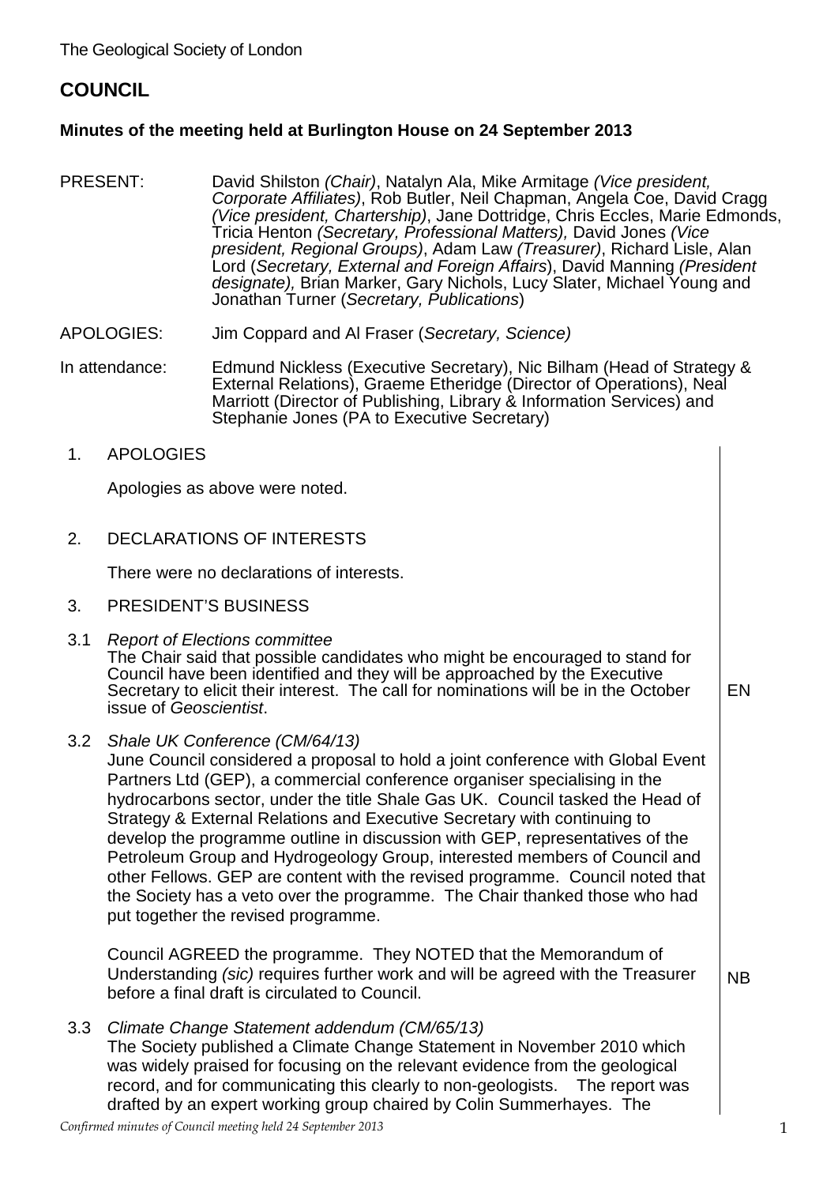The Geological Society of London

# COUNCIL

**Minutes of the meeting held at Burlington House on 24 September 2013**

PRESENT: David Shilston *(Chair)*, Natalyn Ala, Mike Armitage *(Vice president, Corporate Affiliates)*, Rob Butler, Neil Chapman, Angela Coe, David Cragg *(Vice president, Chartership)*, Jane Dottridge, Chris Eccles, Marie Edmonds, Tricia Henton *(Secretary, Professional Matters),* David Jones *(Vice president, Regional Groups)*, Adam Law *(Treasurer)*, Richard Lisle, Alan Lord (*Secretary, External and Foreign Affairs*), David Manning *(President designate),* Brian Marker, Gary Nichols, Lucy Slater, Michael Young and Jonathan Turner (*Secretary, Publications*)

APOLOGIES: Jim Coppard and Al Fraser (*Secretary, Science)*

In attendance: Edmund Nickless (Executive Secretary), Nic Bilham (Head of Strategy & External Relations), Graeme Etheridge (Director of Operations), Neal Marriott (Director of Publishing, Library & Information Services) and Stephanie Jones (PA to Executive Secretary)

1. APOLOGIES

Apologies as above were noted.

2. DECLARATIONS OF INTERESTS

There were no declarations of interests.

3. PRESIDENT'S BUSINESS

3.1 *Report of Elections committee*
The Chair said that possible candidates who might be encouraged to stand for Council have been identified and they will be approached by the Executive Secretary to elicit their interest. The call for nominations will be in the October issue of *Geoscientist*. **EN**

3.2 *Shale UK Conference (CM/64/13)*
June Council considered a proposal to hold a joint conference with Global Event Partners Ltd (GEP), a commercial conference organiser specialising in the hydrocarbons sector, under the title Shale Gas UK. Council tasked the Head of Strategy & External Relations and Executive Secretary with continuing to develop the programme outline in discussion with GEP, representatives of the Petroleum Group and Hydrogeology Group, interested members of Council and other Fellows. GEP are content with the revised programme. Council noted that the Society has a veto over the programme. The Chair thanked those who had put together the revised programme.

Council AGREED the programme. They NOTED that the Memorandum of Understanding *(sic)* requires further work and will be agreed with the Treasurer before a final draft is circulated to Council. **NB**

3.3 *Climate Change Statement addendum (CM/65/13)*
The Society published a Climate Change Statement in November 2010 which was widely praised for focusing on the relevant evidence from the geological record, and for communicating this clearly to non-geologists. The report was drafted by an expert working group chaired by Colin Summerhayes. The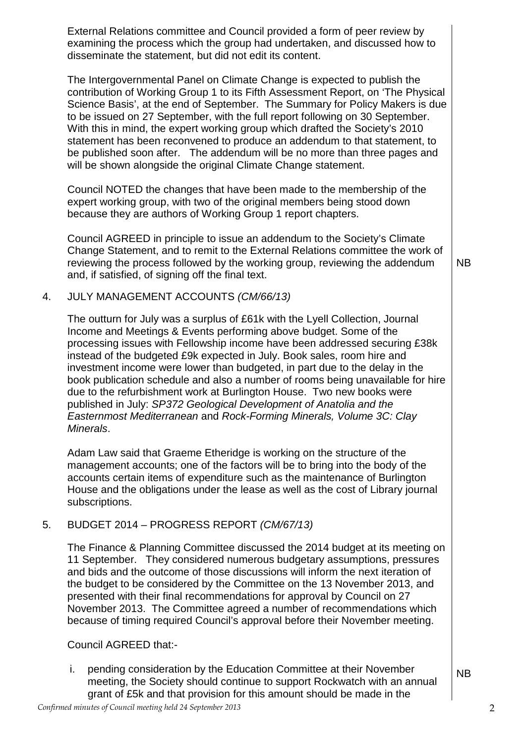External Relations committee and Council provided a form of peer review by examining the process which the group had undertaken, and discussed how to disseminate the statement, but did not edit its content.

The Intergovernmental Panel on Climate Change is expected to publish the contribution of Working Group 1 to its Fifth Assessment Report, on 'The Physical Science Basis', at the end of September. The Summary for Policy Makers is due to be issued on 27 September, with the full report following on 30 September. With this in mind, the expert working group which drafted the Society's 2010 statement has been reconvened to produce an addendum to that statement, to be published soon after. The addendum will be no more than three pages and will be shown alongside the original Climate Change statement.

Council NOTED the changes that have been made to the membership of the expert working group, with two of the original members being stood down because they are authors of Working Group 1 report chapters.

Council AGREED in principle to issue an addendum to the Society's Climate Change Statement, and to remit to the External Relations committee the work of reviewing the process followed by the working group, reviewing the addendum and, if satisfied, of signing off the final text. NB

## 4. JULY MANAGEMENT ACCOUNTS *(CM/66/13)*

The outturn for July was a surplus of £61k with the Lyell Collection, Journal Income and Meetings & Events performing above budget. Some of the processing issues with Fellowship income have been addressed securing £38k instead of the budgeted £9k expected in July. Book sales, room hire and investment income were lower than budgeted, in part due to the delay in the book publication schedule and also a number of rooms being unavailable for hire due to the refurbishment work at Burlington House. Two new books were published in July: *SP372 Geological Development of Anatolia and the Easternmost Mediterranean* and *Rock-Forming Minerals, Volume 3C: Clay Minerals*.

Adam Law said that Graeme Etheridge is working on the structure of the management accounts; one of the factors will be to bring into the body of the accounts certain items of expenditure such as the maintenance of Burlington House and the obligations under the lease as well as the cost of Library journal subscriptions.

## 5. BUDGET 2014 – PROGRESS REPORT *(CM/67/13)*

The Finance & Planning Committee discussed the 2014 budget at its meeting on 11 September. They considered numerous budgetary assumptions, pressures and bids and the outcome of those discussions will inform the next iteration of the budget to be considered by the Committee on the 13 November 2013, and presented with their final recommendations for approval by Council on 27 November 2013. The Committee agreed a number of recommendations which because of timing required Council's approval before their November meeting.

Council AGREED that:-

i. pending consideration by the Education Committee at their November meeting, the Society should continue to support Rockwatch with an annual grant of £5k and that provision for this amount should be made in the NB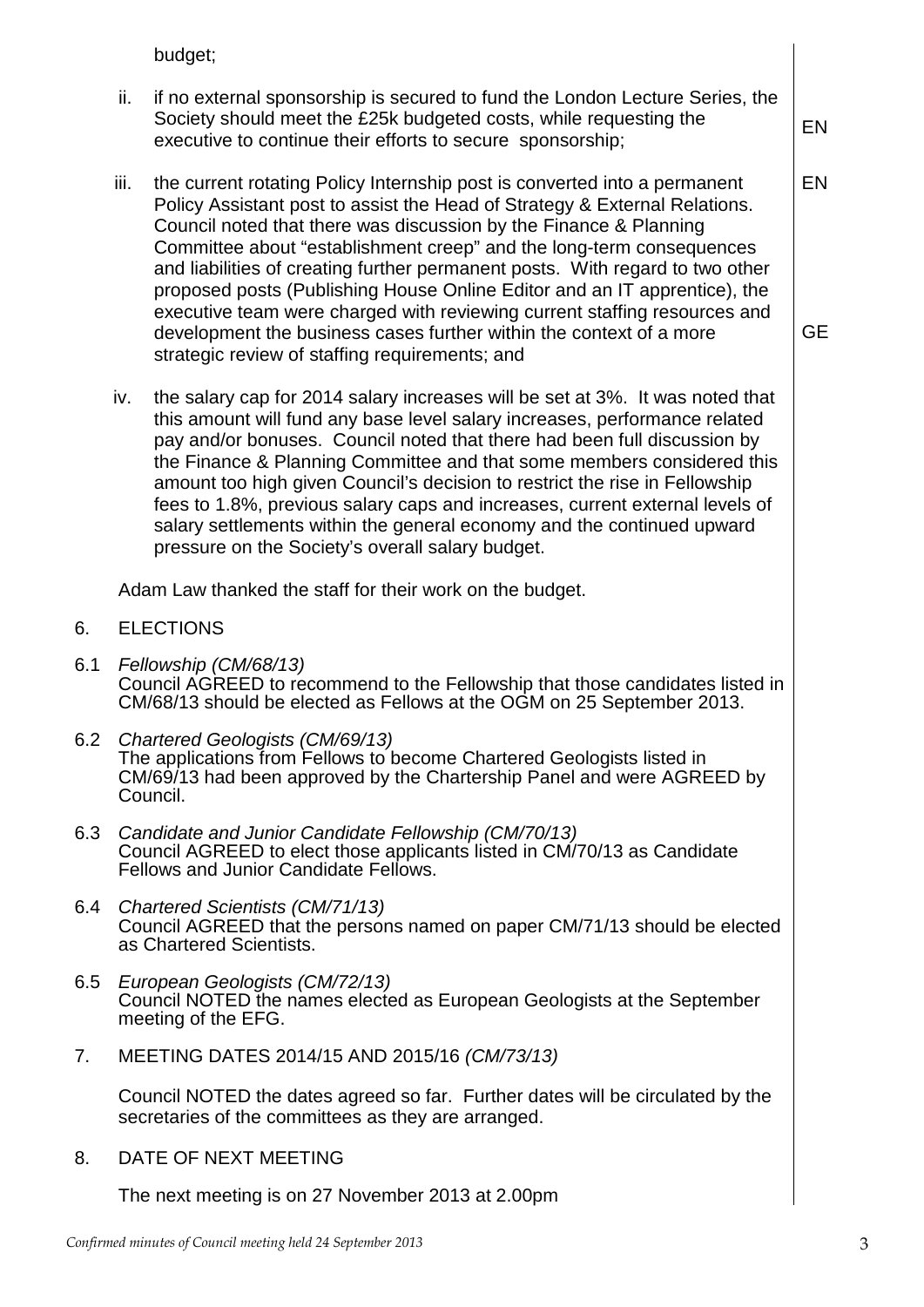budget;

ii. if no external sponsorship is secured to fund the London Lecture Series, the Society should meet the £25k budgeted costs, while requesting the executive to continue their efforts to secure sponsorship; — EN

iii. the current rotating Policy Internship post is converted into a permanent Policy Assistant post to assist the Head of Strategy & External Relations. Council noted that there was discussion by the Finance & Planning Committee about "establishment creep" and the long-term consequences and liabilities of creating further permanent posts. With regard to two other proposed posts (Publishing House Online Editor and an IT apprentice), the executive team were charged with reviewing current staffing resources and development the business cases further within the context of a more strategic review of staffing requirements; and — EN, GE

iv. the salary cap for 2014 salary increases will be set at 3%. It was noted that this amount will fund any base level salary increases, performance related pay and/or bonuses. Council noted that there had been full discussion by the Finance & Planning Committee and that some members considered this amount too high given Council's decision to restrict the rise in Fellowship fees to 1.8%, previous salary caps and increases, current external levels of salary settlements within the general economy and the continued upward pressure on the Society's overall salary budget.

Adam Law thanked the staff for their work on the budget.

## 6. ELECTIONS

6.1 *Fellowship (CM/68/13)*
Council AGREED to recommend to the Fellowship that those candidates listed in CM/68/13 should be elected as Fellows at the OGM on 25 September 2013.

6.2 *Chartered Geologists (CM/69/13)*
The applications from Fellows to become Chartered Geologists listed in CM/69/13 had been approved by the Chartership Panel and were AGREED by Council.

6.3 *Candidate and Junior Candidate Fellowship (CM/70/13)*
Council AGREED to elect those applicants listed in CM/70/13 as Candidate Fellows and Junior Candidate Fellows.

6.4 *Chartered Scientists (CM/71/13)*
Council AGREED that the persons named on paper CM/71/13 should be elected as Chartered Scientists.

6.5 *European Geologists (CM/72/13)*
Council NOTED the names elected as European Geologists at the September meeting of the EFG.

## 7. MEETING DATES 2014/15 AND 2015/16 *(CM/73/13)*

Council NOTED the dates agreed so far. Further dates will be circulated by the secretaries of the committees as they are arranged.

## 8. DATE OF NEXT MEETING

The next meeting is on 27 November 2013 at 2.00pm

*Confirmed minutes of Council meeting held 24 September 2013*